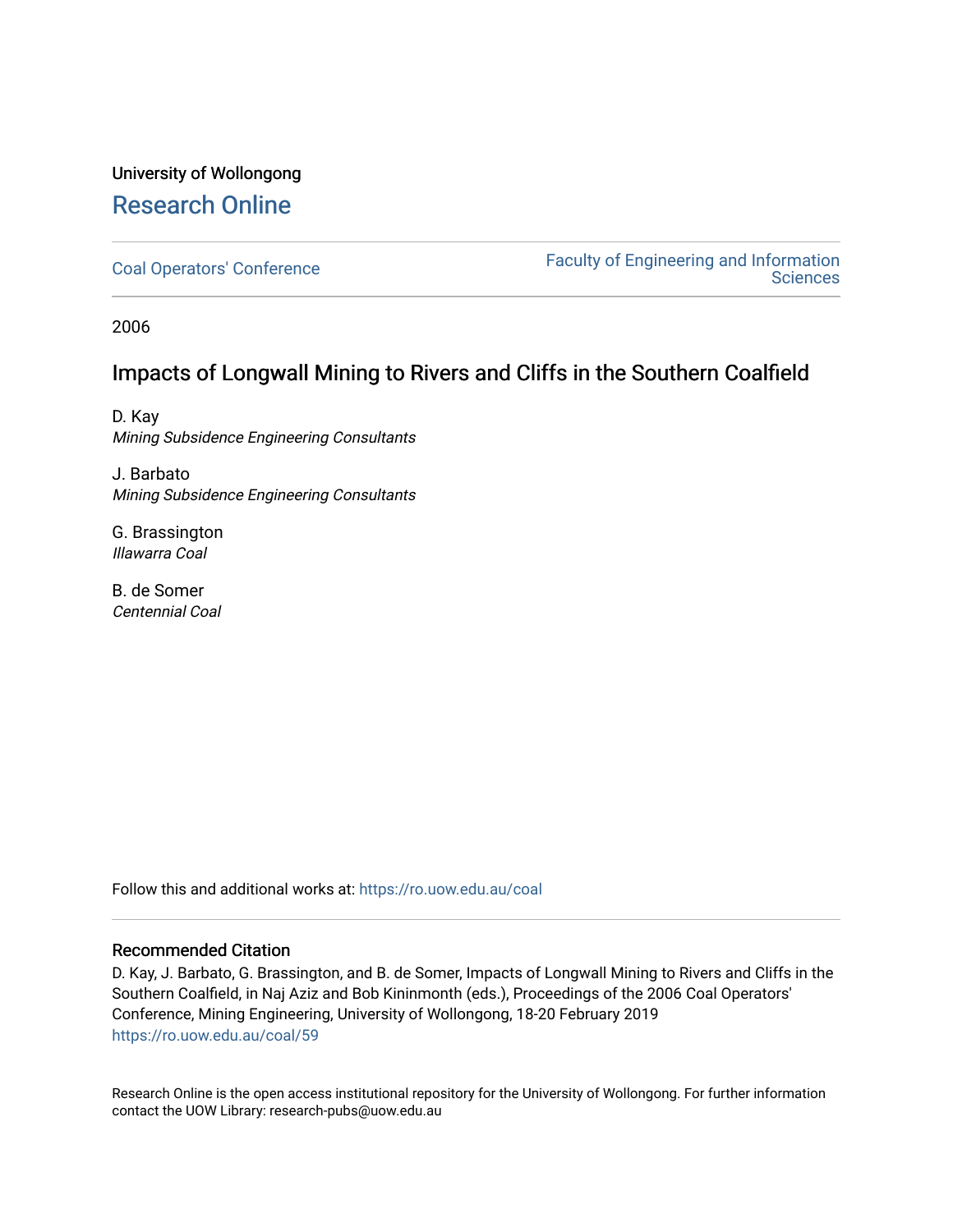University of Wollongong

# Research Online

Coal Operators' Conference

Faculty of Engineering and Information Sciences

2006

## Impacts of Longwall Mining to Rivers and Cliffs in the Southern Coalfield

D. Kay
*Mining Subsidence Engineering Consultants*

J. Barbato
*Mining Subsidence Engineering Consultants*

G. Brassington
*Illawarra Coal*

B. de Somer
*Centennial Coal*

Follow this and additional works at: https://ro.uow.edu.au/coal

### Recommended Citation

D. Kay, J. Barbato, G. Brassington, and B. de Somer, Impacts of Longwall Mining to Rivers and Cliffs in the Southern Coalfield, in Naj Aziz and Bob Kininmonth (eds.), Proceedings of the 2006 Coal Operators' Conference, Mining Engineering, University of Wollongong, 18-20 February 2019
https://ro.uow.edu.au/coal/59

Research Online is the open access institutional repository for the University of Wollongong. For further information contact the UOW Library: research-pubs@uow.edu.au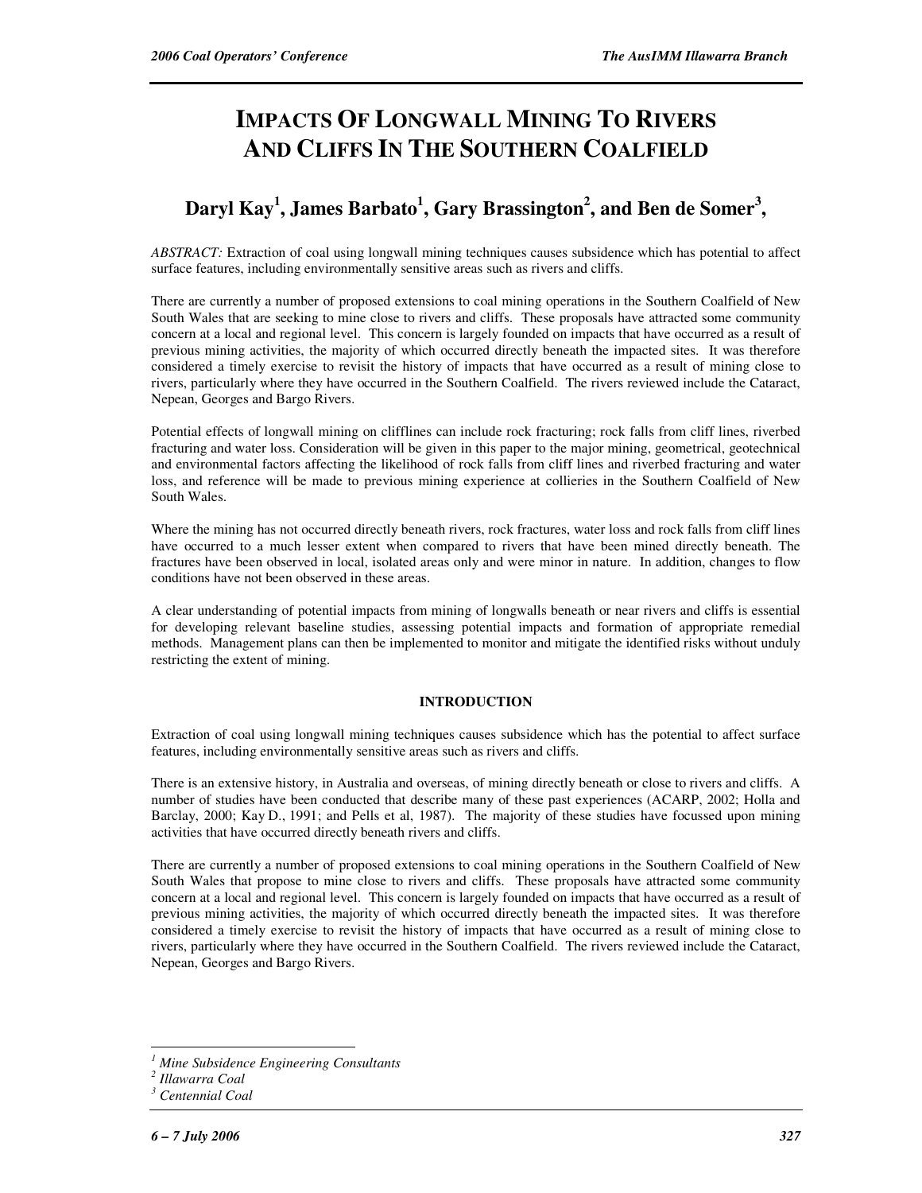# IMPACTS OF LONGWALL MINING TO RIVERS AND CLIFFS IN THE SOUTHERN COALFIELD

## Daryl Kay[1], James Barbato[1], Gary Brassington[2], and Ben de Somer[3],

*ABSTRACT:* Extraction of coal using longwall mining techniques causes subsidence which has potential to affect surface features, including environmentally sensitive areas such as rivers and cliffs.

There are currently a number of proposed extensions to coal mining operations in the Southern Coalfield of New South Wales that are seeking to mine close to rivers and cliffs. These proposals have attracted some community concern at a local and regional level. This concern is largely founded on impacts that have occurred as a result of previous mining activities, the majority of which occurred directly beneath the impacted sites. It was therefore considered a timely exercise to revisit the history of impacts that have occurred as a result of mining close to rivers, particularly where they have occurred in the Southern Coalfield. The rivers reviewed include the Cataract, Nepean, Georges and Bargo Rivers.

Potential effects of longwall mining on clifflines can include rock fracturing; rock falls from cliff lines, riverbed fracturing and water loss. Consideration will be given in this paper to the major mining, geometrical, geotechnical and environmental factors affecting the likelihood of rock falls from cliff lines and riverbed fracturing and water loss, and reference will be made to previous mining experience at collieries in the Southern Coalfield of New South Wales.

Where the mining has not occurred directly beneath rivers, rock fractures, water loss and rock falls from cliff lines have occurred to a much lesser extent when compared to rivers that have been mined directly beneath. The fractures have been observed in local, isolated areas only and were minor in nature. In addition, changes to flow conditions have not been observed in these areas.

A clear understanding of potential impacts from mining of longwalls beneath or near rivers and cliffs is essential for developing relevant baseline studies, assessing potential impacts and formation of appropriate remedial methods. Management plans can then be implemented to monitor and mitigate the identified risks without unduly restricting the extent of mining.

## INTRODUCTION

Extraction of coal using longwall mining techniques causes subsidence which has the potential to affect surface features, including environmentally sensitive areas such as rivers and cliffs.

There is an extensive history, in Australia and overseas, of mining directly beneath or close to rivers and cliffs. A number of studies have been conducted that describe many of these past experiences (ACARP, 2002; Holla and Barclay, 2000; Kay D., 1991; and Pells et al, 1987). The majority of these studies have focussed upon mining activities that have occurred directly beneath rivers and cliffs.

There are currently a number of proposed extensions to coal mining operations in the Southern Coalfield of New South Wales that propose to mine close to rivers and cliffs. These proposals have attracted some community concern at a local and regional level. This concern is largely founded on impacts that have occurred as a result of previous mining activities, the majority of which occurred directly beneath the impacted sites. It was therefore considered a timely exercise to revisit the history of impacts that have occurred as a result of mining close to rivers, particularly where they have occurred in the Southern Coalfield. The rivers reviewed include the Cataract, Nepean, Georges and Bargo Rivers.

---

[1] *Mine Subsidence Engineering Consultants*
[2] *Illawarra Coal*
[3] *Centennial Coal*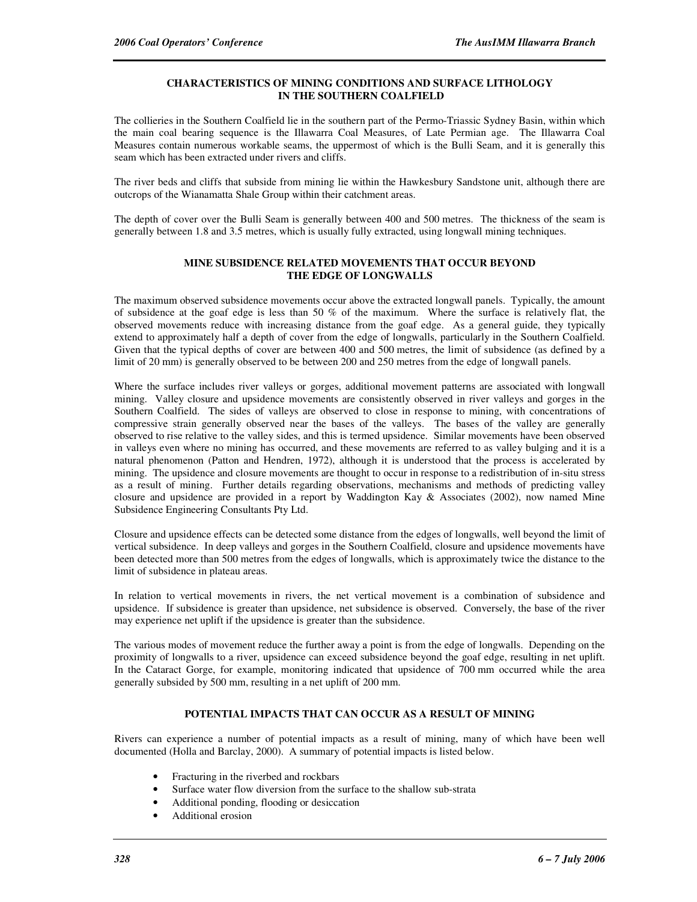## CHARACTERISTICS OF MINING CONDITIONS AND SURFACE LITHOLOGY IN THE SOUTHERN COALFIELD

The collieries in the Southern Coalfield lie in the southern part of the Permo-Triassic Sydney Basin, within which the main coal bearing sequence is the Illawarra Coal Measures, of Late Permian age. The Illawarra Coal Measures contain numerous workable seams, the uppermost of which is the Bulli Seam, and it is generally this seam which has been extracted under rivers and cliffs.

The river beds and cliffs that subside from mining lie within the Hawkesbury Sandstone unit, although there are outcrops of the Wianamatta Shale Group within their catchment areas.

The depth of cover over the Bulli Seam is generally between 400 and 500 metres. The thickness of the seam is generally between 1.8 and 3.5 metres, which is usually fully extracted, using longwall mining techniques.

## MINE SUBSIDENCE RELATED MOVEMENTS THAT OCCUR BEYOND THE EDGE OF LONGWALLS

The maximum observed subsidence movements occur above the extracted longwall panels. Typically, the amount of subsidence at the goaf edge is less than 50 % of the maximum. Where the surface is relatively flat, the observed movements reduce with increasing distance from the goaf edge. As a general guide, they typically extend to approximately half a depth of cover from the edge of longwalls, particularly in the Southern Coalfield. Given that the typical depths of cover are between 400 and 500 metres, the limit of subsidence (as defined by a limit of 20 mm) is generally observed to be between 200 and 250 metres from the edge of longwall panels.

Where the surface includes river valleys or gorges, additional movement patterns are associated with longwall mining. Valley closure and upsidence movements are consistently observed in river valleys and gorges in the Southern Coalfield. The sides of valleys are observed to close in response to mining, with concentrations of compressive strain generally observed near the bases of the valleys. The bases of the valley are generally observed to rise relative to the valley sides, and this is termed upsidence. Similar movements have been observed in valleys even where no mining has occurred, and these movements are referred to as valley bulging and it is a natural phenomenon (Patton and Hendren, 1972), although it is understood that the process is accelerated by mining. The upsidence and closure movements are thought to occur in response to a redistribution of in-situ stress as a result of mining. Further details regarding observations, mechanisms and methods of predicting valley closure and upsidence are provided in a report by Waddington Kay & Associates (2002), now named Mine Subsidence Engineering Consultants Pty Ltd.

Closure and upsidence effects can be detected some distance from the edges of longwalls, well beyond the limit of vertical subsidence. In deep valleys and gorges in the Southern Coalfield, closure and upsidence movements have been detected more than 500 metres from the edges of longwalls, which is approximately twice the distance to the limit of subsidence in plateau areas.

In relation to vertical movements in rivers, the net vertical movement is a combination of subsidence and upsidence. If subsidence is greater than upsidence, net subsidence is observed. Conversely, the base of the river may experience net uplift if the upsidence is greater than the subsidence.

The various modes of movement reduce the further away a point is from the edge of longwalls. Depending on the proximity of longwalls to a river, upsidence can exceed subsidence beyond the goaf edge, resulting in net uplift. In the Cataract Gorge, for example, monitoring indicated that upsidence of 700 mm occurred while the area generally subsided by 500 mm, resulting in a net uplift of 200 mm.

## POTENTIAL IMPACTS THAT CAN OCCUR AS A RESULT OF MINING

Rivers can experience a number of potential impacts as a result of mining, many of which have been well documented (Holla and Barclay, 2000). A summary of potential impacts is listed below.

- Fracturing in the riverbed and rockbars
- Surface water flow diversion from the surface to the shallow sub-strata
- Additional ponding, flooding or desiccation
- Additional erosion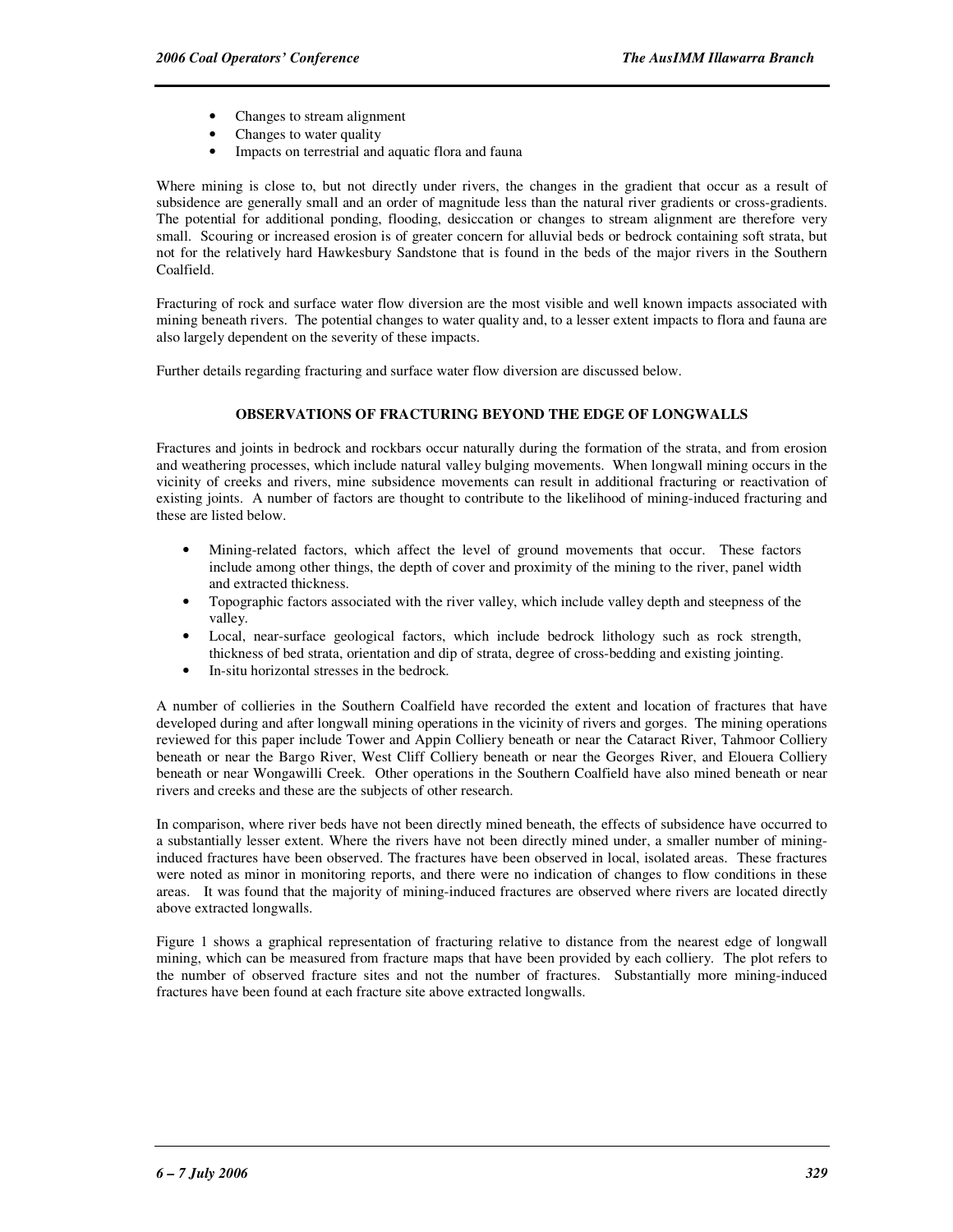- Changes to stream alignment
- Changes to water quality
- Impacts on terrestrial and aquatic flora and fauna

Where mining is close to, but not directly under rivers, the changes in the gradient that occur as a result of subsidence are generally small and an order of magnitude less than the natural river gradients or cross-gradients. The potential for additional ponding, flooding, desiccation or changes to stream alignment are therefore very small. Scouring or increased erosion is of greater concern for alluvial beds or bedrock containing soft strata, but not for the relatively hard Hawkesbury Sandstone that is found in the beds of the major rivers in the Southern Coalfield.

Fracturing of rock and surface water flow diversion are the most visible and well known impacts associated with mining beneath rivers. The potential changes to water quality and, to a lesser extent impacts to flora and fauna are also largely dependent on the severity of these impacts.

Further details regarding fracturing and surface water flow diversion are discussed below.

## OBSERVATIONS OF FRACTURING BEYOND THE EDGE OF LONGWALLS

Fractures and joints in bedrock and rockbars occur naturally during the formation of the strata, and from erosion and weathering processes, which include natural valley bulging movements. When longwall mining occurs in the vicinity of creeks and rivers, mine subsidence movements can result in additional fracturing or reactivation of existing joints. A number of factors are thought to contribute to the likelihood of mining-induced fracturing and these are listed below.

- Mining-related factors, which affect the level of ground movements that occur. These factors include among other things, the depth of cover and proximity of the mining to the river, panel width and extracted thickness.
- Topographic factors associated with the river valley, which include valley depth and steepness of the valley.
- Local, near-surface geological factors, which include bedrock lithology such as rock strength, thickness of bed strata, orientation and dip of strata, degree of cross-bedding and existing jointing.
- In-situ horizontal stresses in the bedrock.

A number of collieries in the Southern Coalfield have recorded the extent and location of fractures that have developed during and after longwall mining operations in the vicinity of rivers and gorges. The mining operations reviewed for this paper include Tower and Appin Colliery beneath or near the Cataract River, Tahmoor Colliery beneath or near the Bargo River, West Cliff Colliery beneath or near the Georges River, and Elouera Colliery beneath or near Wongawilli Creek. Other operations in the Southern Coalfield have also mined beneath or near rivers and creeks and these are the subjects of other research.

In comparison, where river beds have not been directly mined beneath, the effects of subsidence have occurred to a substantially lesser extent. Where the rivers have not been directly mined under, a smaller number of mining-induced fractures have been observed. The fractures have been observed in local, isolated areas. These fractures were noted as minor in monitoring reports, and there were no indication of changes to flow conditions in these areas. It was found that the majority of mining-induced fractures are observed where rivers are located directly above extracted longwalls.

Figure 1 shows a graphical representation of fracturing relative to distance from the nearest edge of longwall mining, which can be measured from fracture maps that have been provided by each colliery. The plot refers to the number of observed fracture sites and not the number of fractures. Substantially more mining-induced fractures have been found at each fracture site above extracted longwalls.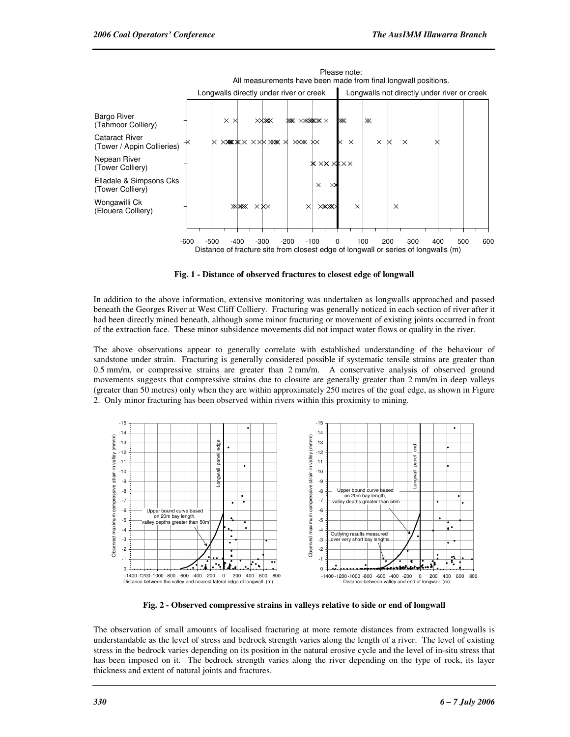**Fig. 1 - Distance of observed fractures to closest edge of longwall**

In addition to the above information, extensive monitoring was undertaken as longwalls approached and passed beneath the Georges River at West Cliff Colliery. Fracturing was generally noticed in each section of river after it had been directly mined beneath, although some minor fracturing or movement of existing joints occurred in front of the extraction face. These minor subsidence movements did not impact water flows or quality in the river.

The above observations appear to generally correlate with established understanding of the behaviour of sandstone under strain. Fracturing is generally considered possible if systematic tensile strains are greater than 0.5 mm/m, or compressive strains are greater than 2 mm/m. A conservative analysis of observed ground movements suggests that compressive strains due to closure are generally greater than 2 mm/m in deep valleys (greater than 50 metres) only when they are within approximately 250 metres of the goaf edge, as shown in Figure 2. Only minor fracturing has been observed within rivers within this proximity to mining.

**Fig. 2 - Observed compressive strains in valleys relative to side or end of longwall**

The observation of small amounts of localised fracturing at more remote distances from extracted longwalls is understandable as the level of stress and bedrock strength varies along the length of a river. The level of existing stress in the bedrock varies depending on its position in the natural erosive cycle and the level of in-situ stress that has been imposed on it. The bedrock strength varies along the river depending on the type of rock, its layer thickness and extent of natural joints and fractures.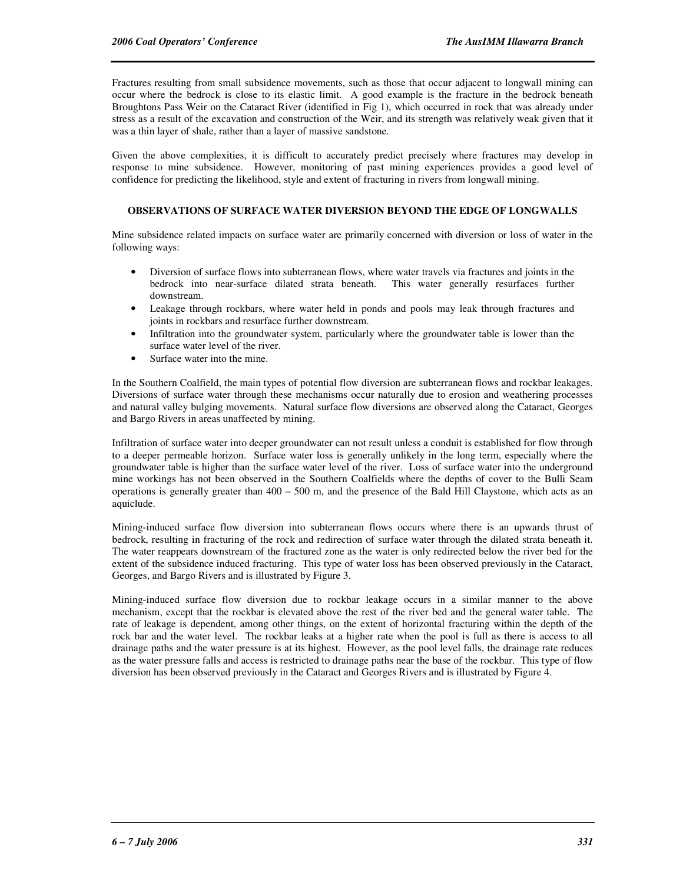Fractures resulting from small subsidence movements, such as those that occur adjacent to longwall mining can occur where the bedrock is close to its elastic limit. A good example is the fracture in the bedrock beneath Broughtons Pass Weir on the Cataract River (identified in Fig 1), which occurred in rock that was already under stress as a result of the excavation and construction of the Weir, and its strength was relatively weak given that it was a thin layer of shale, rather than a layer of massive sandstone.

Given the above complexities, it is difficult to accurately predict precisely where fractures may develop in response to mine subsidence. However, monitoring of past mining experiences provides a good level of confidence for predicting the likelihood, style and extent of fracturing in rivers from longwall mining.

## OBSERVATIONS OF SURFACE WATER DIVERSION BEYOND THE EDGE OF LONGWALLS

Mine subsidence related impacts on surface water are primarily concerned with diversion or loss of water in the following ways:

- Diversion of surface flows into subterranean flows, where water travels via fractures and joints in the bedrock into near-surface dilated strata beneath. This water generally resurfaces further downstream.
- Leakage through rockbars, where water held in ponds and pools may leak through fractures and joints in rockbars and resurface further downstream.
- Infiltration into the groundwater system, particularly where the groundwater table is lower than the surface water level of the river.
- Surface water into the mine.

In the Southern Coalfield, the main types of potential flow diversion are subterranean flows and rockbar leakages. Diversions of surface water through these mechanisms occur naturally due to erosion and weathering processes and natural valley bulging movements. Natural surface flow diversions are observed along the Cataract, Georges and Bargo Rivers in areas unaffected by mining.

Infiltration of surface water into deeper groundwater can not result unless a conduit is established for flow through to a deeper permeable horizon. Surface water loss is generally unlikely in the long term, especially where the groundwater table is higher than the surface water level of the river. Loss of surface water into the underground mine workings has not been observed in the Southern Coalfields where the depths of cover to the Bulli Seam operations is generally greater than 400 – 500 m, and the presence of the Bald Hill Claystone, which acts as an aquiclude.

Mining-induced surface flow diversion into subterranean flows occurs where there is an upwards thrust of bedrock, resulting in fracturing of the rock and redirection of surface water through the dilated strata beneath it. The water reappears downstream of the fractured zone as the water is only redirected below the river bed for the extent of the subsidence induced fracturing. This type of water loss has been observed previously in the Cataract, Georges, and Bargo Rivers and is illustrated by Figure 3.

Mining-induced surface flow diversion due to rockbar leakage occurs in a similar manner to the above mechanism, except that the rockbar is elevated above the rest of the river bed and the general water table. The rate of leakage is dependent, among other things, on the extent of horizontal fracturing within the depth of the rock bar and the water level. The rockbar leaks at a higher rate when the pool is full as there is access to all drainage paths and the water pressure is at its highest. However, as the pool level falls, the drainage rate reduces as the water pressure falls and access is restricted to drainage paths near the base of the rockbar. This type of flow diversion has been observed previously in the Cataract and Georges Rivers and is illustrated by Figure 4.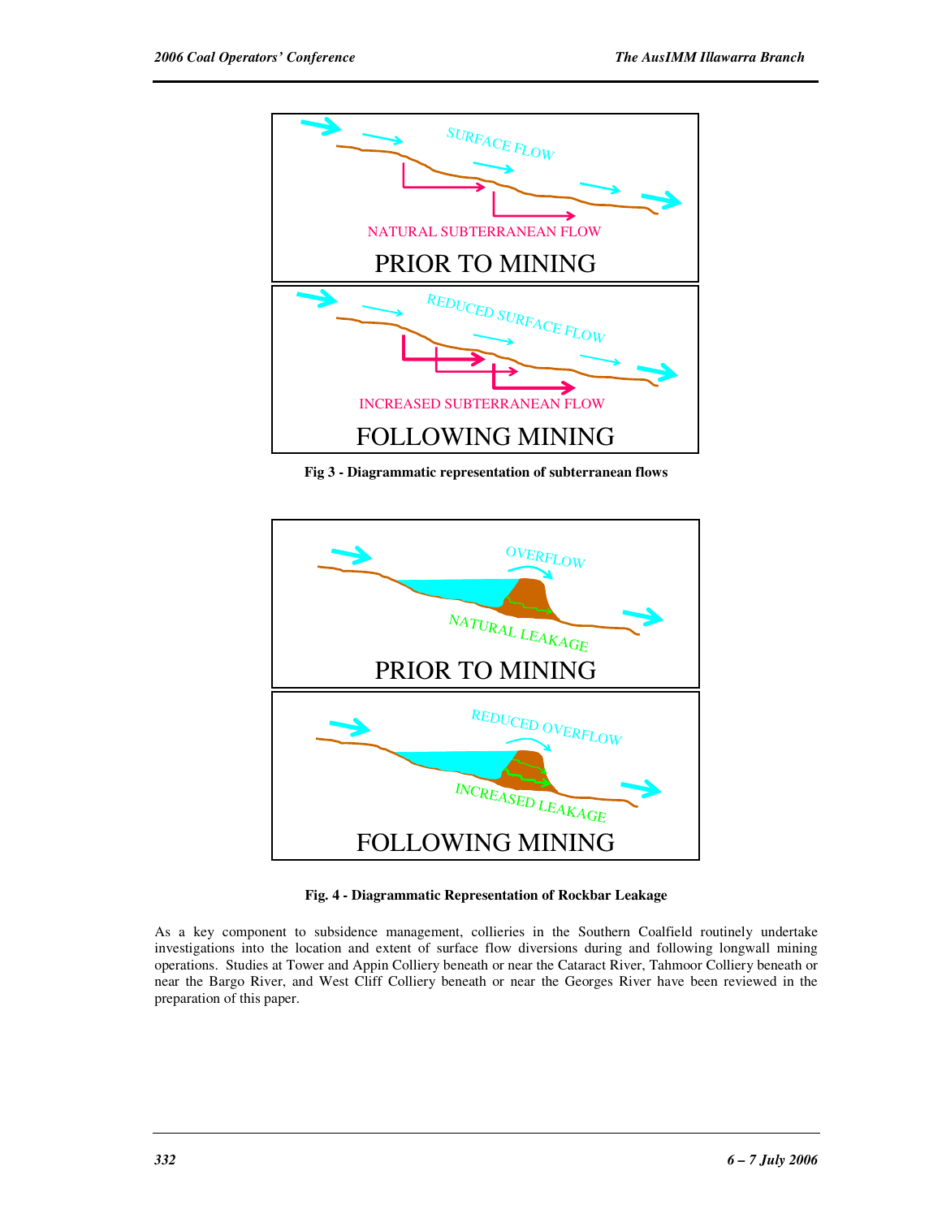Fig 3 - Diagrammatic representation of subterranean flows

Fig. 4 - Diagrammatic Representation of Rockbar Leakage

As a key component to subsidence management, collieries in the Southern Coalfield routinely undertake investigations into the location and extent of surface flow diversions during and following longwall mining operations. Studies at Tower and Appin Colliery beneath or near the Cataract River, Tahmoor Colliery beneath or near the Bargo River, and West Cliff Colliery beneath or near the Georges River have been reviewed in the preparation of this paper.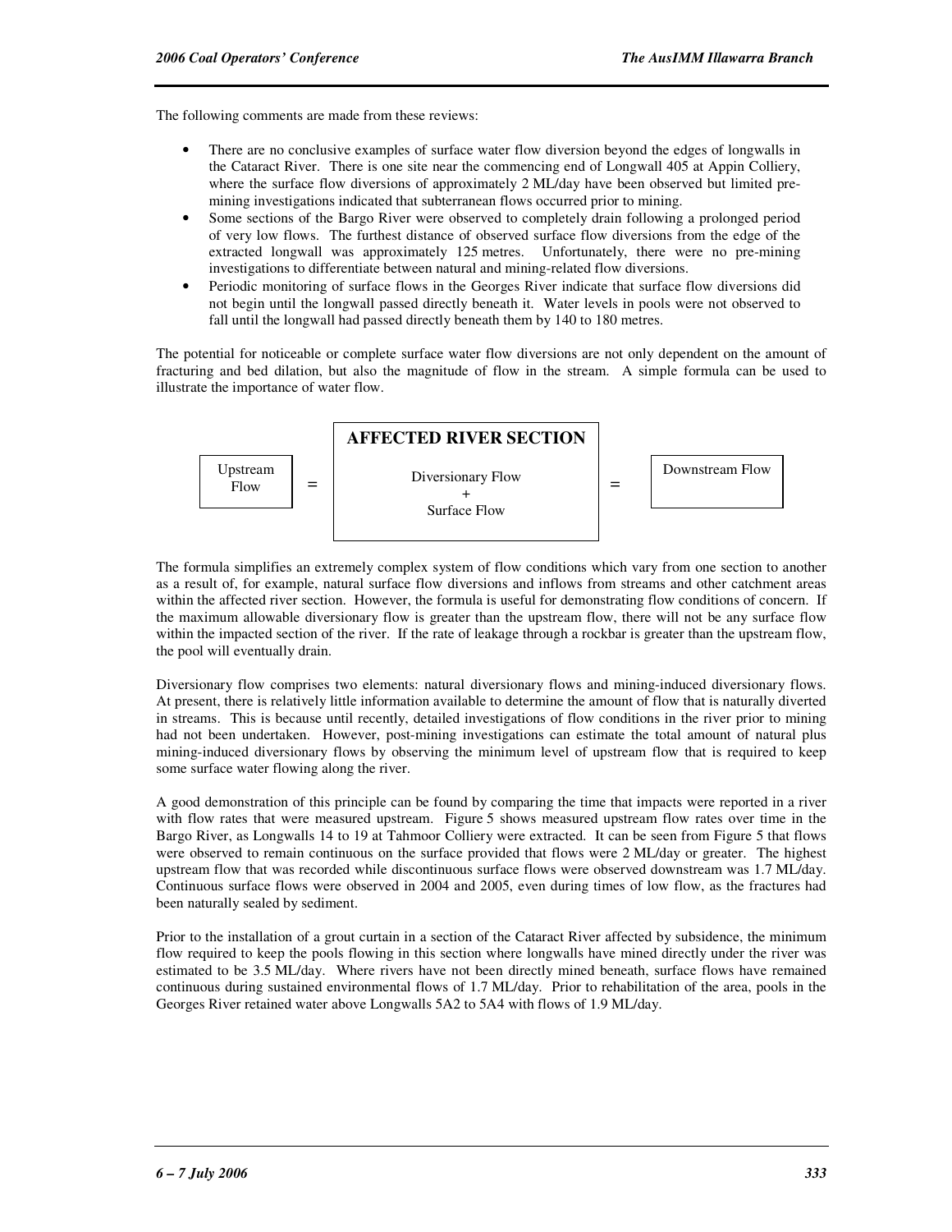The following comments are made from these reviews:

- There are no conclusive examples of surface water flow diversion beyond the edges of longwalls in the Cataract River. There is one site near the commencing end of Longwall 405 at Appin Colliery, where the surface flow diversions of approximately 2 ML/day have been observed but limited pre-mining investigations indicated that subterranean flows occurred prior to mining.
- Some sections of the Bargo River were observed to completely drain following a prolonged period of very low flows. The furthest distance of observed surface flow diversions from the edge of the extracted longwall was approximately 125 metres. Unfortunately, there were no pre-mining investigations to differentiate between natural and mining-related flow diversions.
- Periodic monitoring of surface flows in the Georges River indicate that surface flow diversions did not begin until the longwall passed directly beneath it. Water levels in pools were not observed to fall until the longwall had passed directly beneath them by 140 to 180 metres.

The potential for noticeable or complete surface water flow diversions are not only dependent on the amount of fracturing and bed dilation, but also the magnitude of flow in the stream. A simple formula can be used to illustrate the importance of water flow.

| Upstream Flow | = | **AFFECTED RIVER SECTION**<br>Diversionary Flow<br>+<br>Surface Flow | = | Downstream Flow |
|---|---|---|---|---|

The formula simplifies an extremely complex system of flow conditions which vary from one section to another as a result of, for example, natural surface flow diversions and inflows from streams and other catchment areas within the affected river section. However, the formula is useful for demonstrating flow conditions of concern. If the maximum allowable diversionary flow is greater than the upstream flow, there will not be any surface flow within the impacted section of the river. If the rate of leakage through a rockbar is greater than the upstream flow, the pool will eventually drain.

Diversionary flow comprises two elements: natural diversionary flows and mining-induced diversionary flows. At present, there is relatively little information available to determine the amount of flow that is naturally diverted in streams. This is because until recently, detailed investigations of flow conditions in the river prior to mining had not been undertaken. However, post-mining investigations can estimate the total amount of natural plus mining-induced diversionary flows by observing the minimum level of upstream flow that is required to keep some surface water flowing along the river.

A good demonstration of this principle can be found by comparing the time that impacts were reported in a river with flow rates that were measured upstream. Figure 5 shows measured upstream flow rates over time in the Bargo River, as Longwalls 14 to 19 at Tahmoor Colliery were extracted. It can be seen from Figure 5 that flows were observed to remain continuous on the surface provided that flows were 2 ML/day or greater. The highest upstream flow that was recorded while discontinuous surface flows were observed downstream was 1.7 ML/day. Continuous surface flows were observed in 2004 and 2005, even during times of low flow, as the fractures had been naturally sealed by sediment.

Prior to the installation of a grout curtain in a section of the Cataract River affected by subsidence, the minimum flow required to keep the pools flowing in this section where longwalls have mined directly under the river was estimated to be 3.5 ML/day. Where rivers have not been directly mined beneath, surface flows have remained continuous during sustained environmental flows of 1.7 ML/day. Prior to rehabilitation of the area, pools in the Georges River retained water above Longwalls 5A2 to 5A4 with flows of 1.9 ML/day.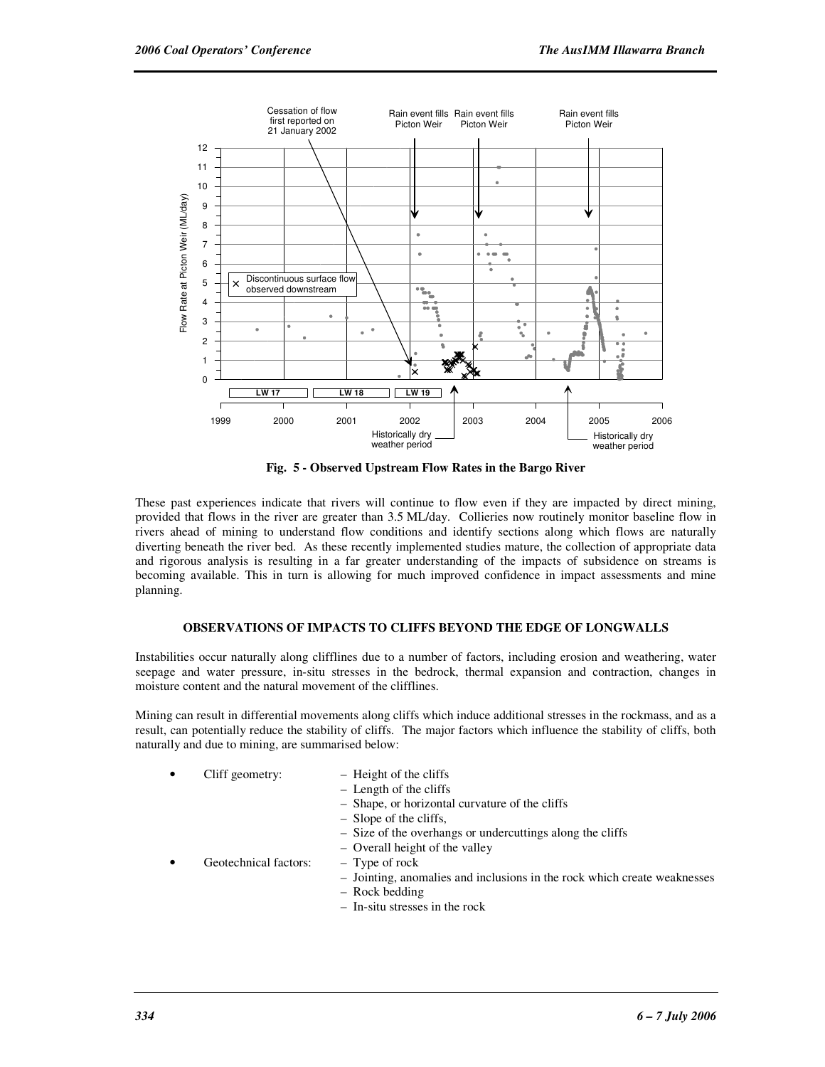**Fig. 5 - Observed Upstream Flow Rates in the Bargo River**

These past experiences indicate that rivers will continue to flow even if they are impacted by direct mining, provided that flows in the river are greater than 3.5 ML/day. Collieries now routinely monitor baseline flow in rivers ahead of mining to understand flow conditions and identify sections along which flows are naturally diverting beneath the river bed. As these recently implemented studies mature, the collection of appropriate data and rigorous analysis is resulting in a far greater understanding of the impacts of subsidence on streams is becoming available. This in turn is allowing for much improved confidence in impact assessments and mine planning.

## OBSERVATIONS OF IMPACTS TO CLIFFS BEYOND THE EDGE OF LONGWALLS

Instabilities occur naturally along clifflines due to a number of factors, including erosion and weathering, water seepage and water pressure, in-situ stresses in the bedrock, thermal expansion and contraction, changes in moisture content and the natural movement of the clifflines.

Mining can result in differential movements along cliffs which induce additional stresses in the rockmass, and as a result, can potentially reduce the stability of cliffs. The major factors which influence the stability of cliffs, both naturally and due to mining, are summarised below:

- Cliff geometry:
  - Height of the cliffs
  - Length of the cliffs
  - Shape, or horizontal curvature of the cliffs
  - Slope of the cliffs,
  - Size of the overhangs or undercuttings along the cliffs
  - Overall height of the valley
- Geotechnical factors:
  - Type of rock
  - Jointing, anomalies and inclusions in the rock which create weaknesses
  - Rock bedding
  - In-situ stresses in the rock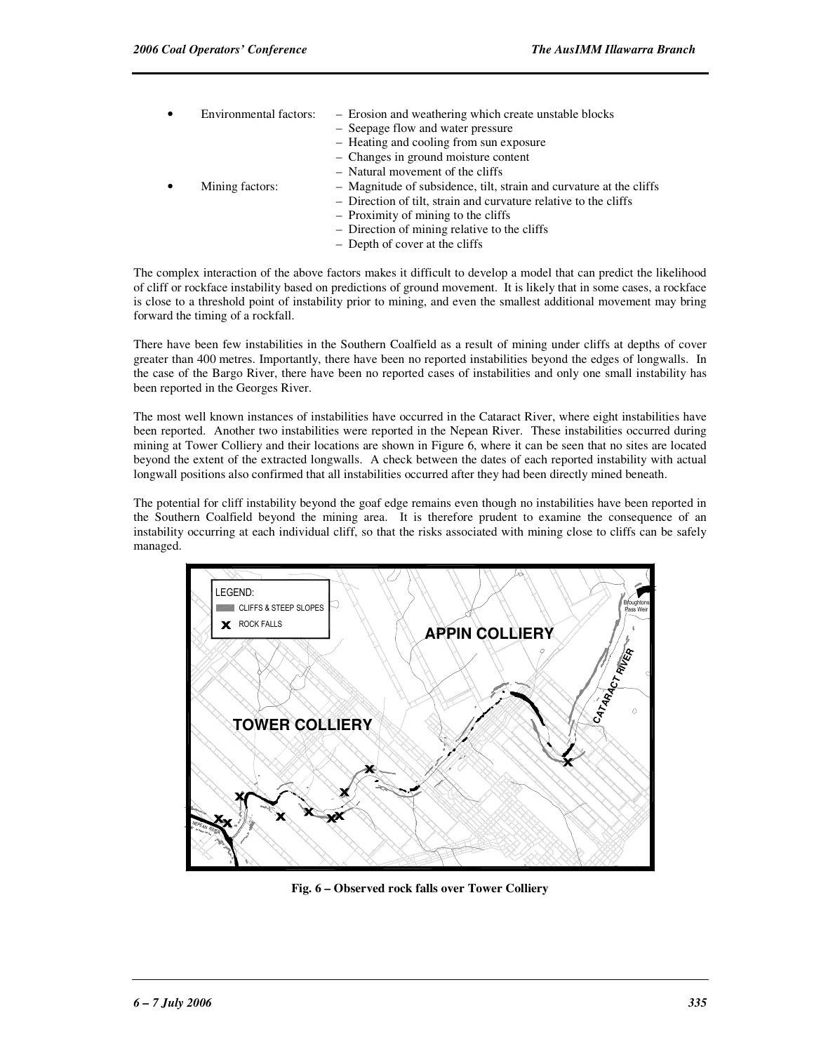- Environmental factors:
  - Erosion and weathering which create unstable blocks
  - Seepage flow and water pressure
  - Heating and cooling from sun exposure
  - Changes in ground moisture content
  - Natural movement of the cliffs
- Mining factors:
  - Magnitude of subsidence, tilt, strain and curvature at the cliffs
  - Direction of tilt, strain and curvature relative to the cliffs
  - Proximity of mining to the cliffs
  - Direction of mining relative to the cliffs
  - Depth of cover at the cliffs

The complex interaction of the above factors makes it difficult to develop a model that can predict the likelihood of cliff or rockface instability based on predictions of ground movement. It is likely that in some cases, a rockface is close to a threshold point of instability prior to mining, and even the smallest additional movement may bring forward the timing of a rockfall.

There have been few instabilities in the Southern Coalfield as a result of mining under cliffs at depths of cover greater than 400 metres. Importantly, there have been no reported instabilities beyond the edges of longwalls. In the case of the Bargo River, there have been no reported cases of instabilities and only one small instability has been reported in the Georges River.

The most well known instances of instabilities have occurred in the Cataract River, where eight instabilities have been reported. Another two instabilities were reported in the Nepean River. These instabilities occurred during mining at Tower Colliery and their locations are shown in Figure 6, where it can be seen that no sites are located beyond the extent of the extracted longwalls. A check between the dates of each reported instability with actual longwall positions also confirmed that all instabilities occurred after they had been directly mined beneath.

The potential for cliff instability beyond the goaf edge remains even though no instabilities have been reported in the Southern Coalfield beyond the mining area. It is therefore prudent to examine the consequence of an instability occurring at each individual cliff, so that the risks associated with mining close to cliffs can be safely managed.

**Fig. 6 – Observed rock falls over Tower Colliery**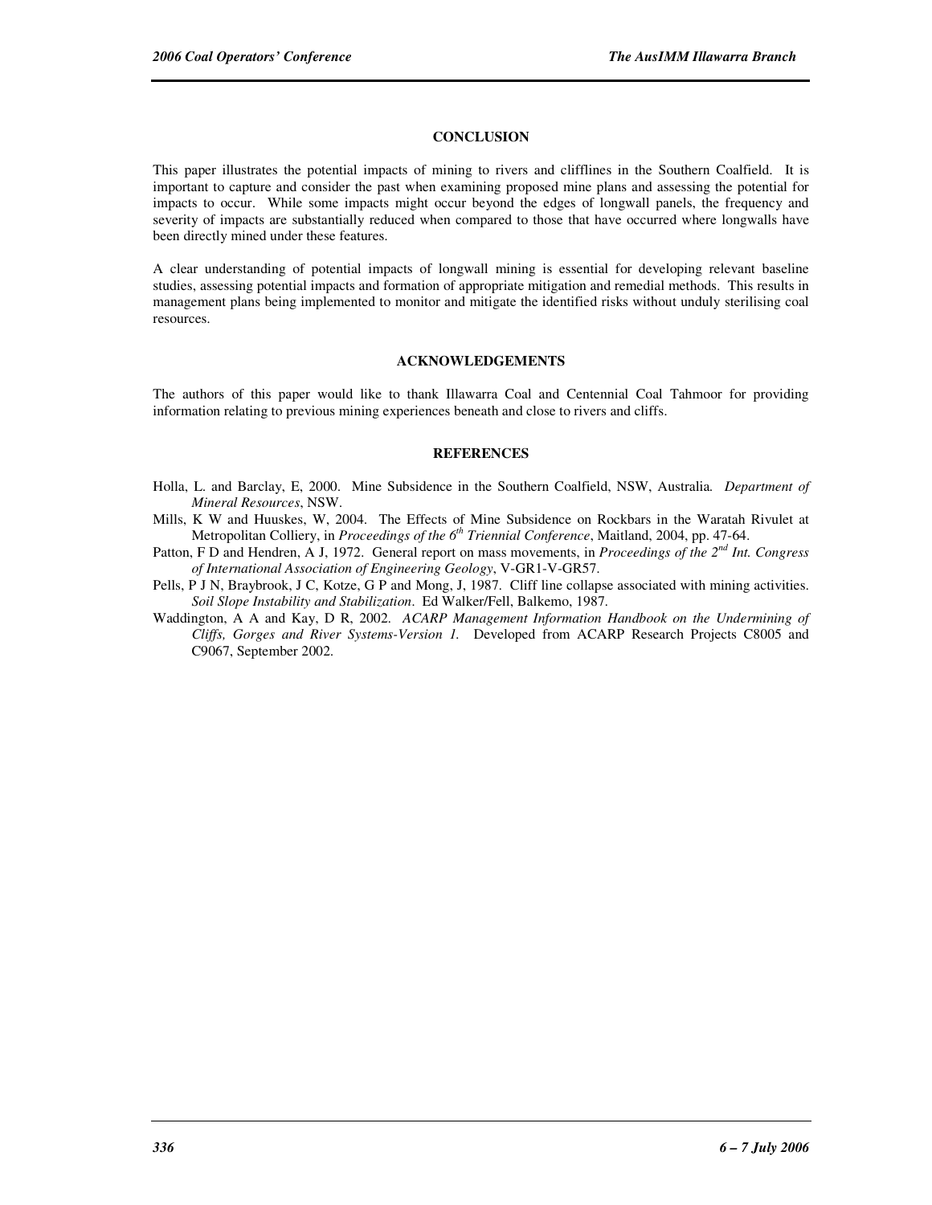## CONCLUSION

This paper illustrates the potential impacts of mining to rivers and clifflines in the Southern Coalfield. It is important to capture and consider the past when examining proposed mine plans and assessing the potential for impacts to occur. While some impacts might occur beyond the edges of longwall panels, the frequency and severity of impacts are substantially reduced when compared to those that have occurred where longwalls have been directly mined under these features.

A clear understanding of potential impacts of longwall mining is essential for developing relevant baseline studies, assessing potential impacts and formation of appropriate mitigation and remedial methods. This results in management plans being implemented to monitor and mitigate the identified risks without unduly sterilising coal resources.

## ACKNOWLEDGEMENTS

The authors of this paper would like to thank Illawarra Coal and Centennial Coal Tahmoor for providing information relating to previous mining experiences beneath and close to rivers and cliffs.

## REFERENCES

Holla, L. and Barclay, E, 2000. Mine Subsidence in the Southern Coalfield, NSW, Australia. *Department of Mineral Resources*, NSW.

Mills, K W and Huuskes, W, 2004. The Effects of Mine Subsidence on Rockbars in the Waratah Rivulet at Metropolitan Colliery, in *Proceedings of the 6th Triennial Conference*, Maitland, 2004, pp. 47-64.

Patton, F D and Hendren, A J, 1972. General report on mass movements, in *Proceedings of the 2nd Int. Congress of International Association of Engineering Geology*, V-GR1-V-GR57.

Pells, P J N, Braybrook, J C, Kotze, G P and Mong, J, 1987. Cliff line collapse associated with mining activities. *Soil Slope Instability and Stabilization*. Ed Walker/Fell, Balkemo, 1987.

Waddington, A A and Kay, D R, 2002. *ACARP Management Information Handbook on the Undermining of Cliffs, Gorges and River Systems-Version 1.* Developed from ACARP Research Projects C8005 and C9067, September 2002.